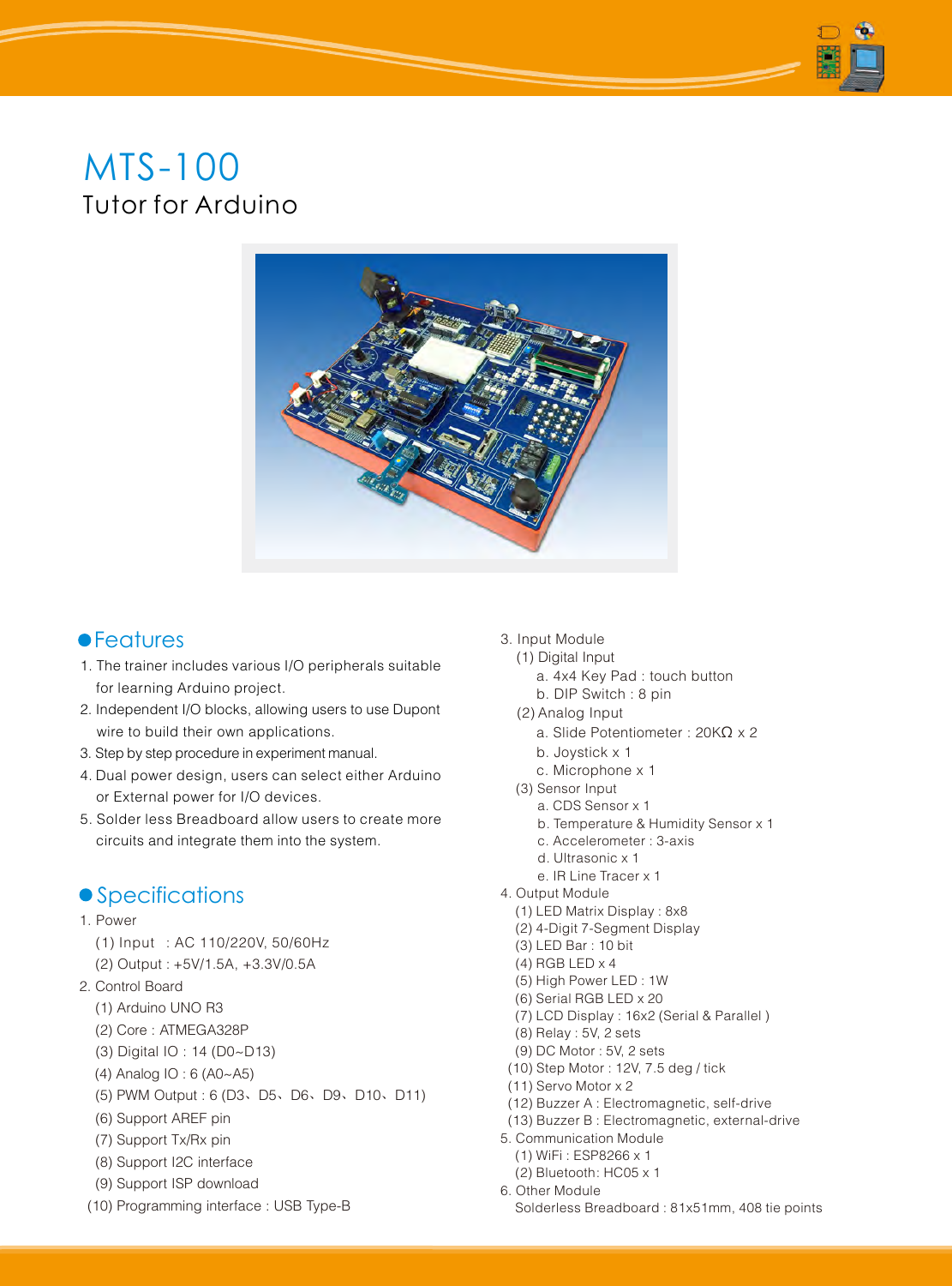# MTS-100

## Tutor for Arduino

## Features

1. The trainer includes various I/O peripherals suitable for learning Arduino project.
2. Independent I/O blocks, allowing users to use Dupont wire to build their own applications.
3. Step by step procedure in experiment manual.
4. Dual power design, users can select either Arduino or External power for I/O devices.
5. Solder less Breadboard allow users to create more circuits and integrate them into the system.

## Specifications

1. Power
   - (1) Input : AC 110/220V, 50/60Hz
   - (2) Output : +5V/1.5A, +3.3V/0.5A
2. Control Board
   - (1) Arduino UNO R3
   - (2) Core : ATMEGA328P
   - (3) Digital IO : 14 (D0~D13)
   - (4) Analog IO : 6 (A0~A5)
   - (5) PWM Output : 6 (D3、D5、D6、D9、D10、D11)
   - (6) Support AREF pin
   - (7) Support Tx/Rx pin
   - (8) Support I2C interface
   - (9) Support ISP download
   - (10) Programming interface : USB Type-B
3. Input Module
   - (1) Digital Input
     - a. 4x4 Key Pad : touch button
     - b. DIP Switch : 8 pin
   - (2) Analog Input
     - a. Slide Potentiometer : 20KΩ x 2
     - b. Joystick x 1
     - c. Microphone x 1
   - (3) Sensor Input
     - a. CDS Sensor x 1
     - b. Temperature & Humidity Sensor x 1
     - c. Accelerometer : 3-axis
     - d. Ultrasonic x 1
     - e. IR Line Tracer x 1
4. Output Module
   - (1) LED Matrix Display : 8x8
   - (2) 4-Digit 7-Segment Display
   - (3) LED Bar : 10 bit
   - (4) RGB LED x 4
   - (5) High Power LED : 1W
   - (6) Serial RGB LED x 20
   - (7) LCD Display : 16x2 (Serial & Parallel )
   - (8) Relay : 5V, 2 sets
   - (9) DC Motor : 5V, 2 sets
   - (10) Step Motor : 12V, 7.5 deg / tick
   - (11) Servo Motor x 2
   - (12) Buzzer A : Electromagnetic, self-drive
   - (13) Buzzer B : Electromagnetic, external-drive
5. Communication Module
   - (1) WiFi : ESP8266 x 1
   - (2) Bluetooth: HC05 x 1
6. Other Module
   - Solderless Breadboard : 81x51mm, 408 tie points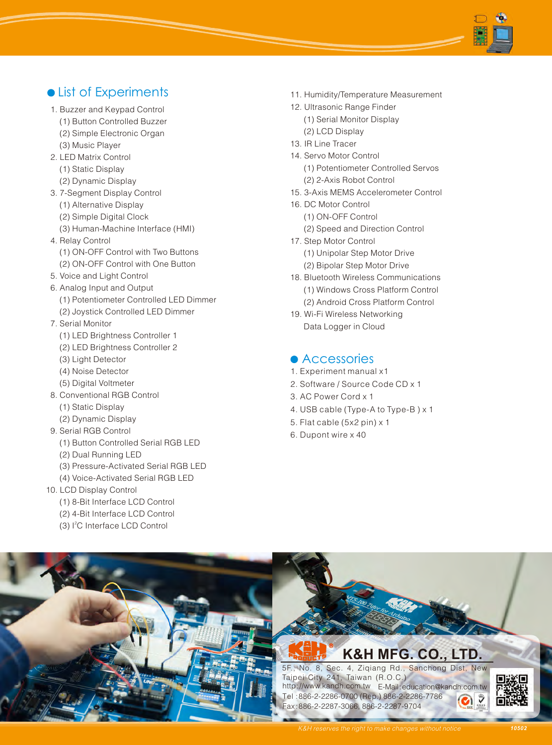## List of Experiments

1. Buzzer and Keypad Control
   (1) Button Controlled Buzzer
   (2) Simple Electronic Organ
   (3) Music Player
2. LED Matrix Control
   (1) Static Display
   (2) Dynamic Display
3. 7-Segment Display Control
   (1) Alternative Display
   (2) Simple Digital Clock
   (3) Human-Machine Interface (HMI)
4. Relay Control
   (1) ON-OFF Control with Two Buttons
   (2) ON-OFF Control with One Button
5. Voice and Light Control
6. Analog Input and Output
   (1) Potentiometer Controlled LED Dimmer
   (2) Joystick Controlled LED Dimmer
7. Serial Monitor
   (1) LED Brightness Controller 1
   (2) LED Brightness Controller 2
   (3) Light Detector
   (4) Noise Detector
   (5) Digital Voltmeter
8. Conventional RGB Control
   (1) Static Display
   (2) Dynamic Display
9. Serial RGB Control
   (1) Button Controlled Serial RGB LED
   (2) Dual Running LED
   (3) Pressure-Activated Serial RGB LED
   (4) Voice-Activated Serial RGB LED
10. LCD Display Control
    (1) 8-Bit Interface LCD Control
    (2) 4-Bit Interface LCD Control
    (3) $I^2C$ Interface LCD Control
11. Humidity/Temperature Measurement
12. Ultrasonic Range Finder
    (1) Serial Monitor Display
    (2) LCD Display
13. IR Line Tracer
14. Servo Motor Control
    (1) Potentiometer Controlled Servos
    (2) 2-Axis Robot Control
15. 3-Axis MEMS Accelerometer Control
16. DC Motor Control
    (1) ON-OFF Control
    (2) Speed and Direction Control
17. Step Motor Control
    (1) Unipolar Step Motor Drive
    (2) Bipolar Step Motor Drive
18. Bluetooth Wireless Communications
    (1) Windows Cross Platform Control
    (2) Android Cross Platform Control
19. Wi-Fi Wireless Networking
    Data Logger in Cloud

## Accessories

1. Experiment manual x1
2. Software / Source Code CD x 1
3. AC Power Cord x 1
4. USB cable (Type-A to Type-B ) x 1
5. Flat cable (5x2 pin) x 1
6. Dupont wire x 40

**K&H MFG. CO., LTD.**

5F., No. 8, Sec. 4, Ziqiang Rd., Sanchong Dist, New Taipei City 241, Taiwan (R.O.C.)
http://www.kandh.com.tw E-Mail: education@kandh.com.tw
Tel : 886-2-2286-0700 (Rep.) 886-2-2286-7786
Fax: 886-2-2287-3066, 886-2-2287-9704

*K&H reserves the right to make changes without notice*

10502